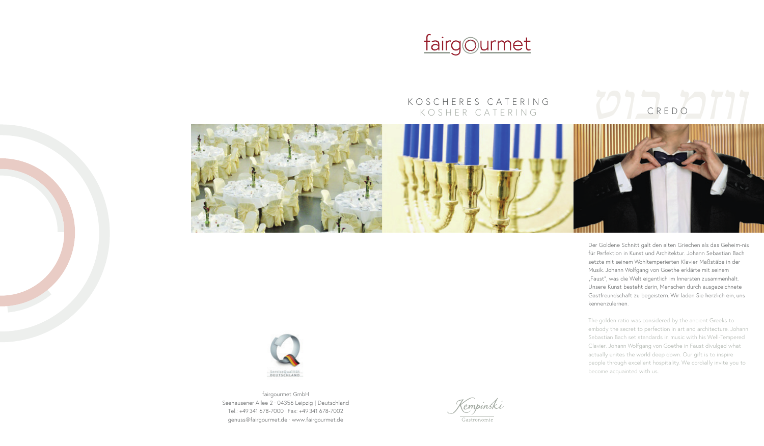fairgourmet

# KOSCHERES CATERING
## KOSHER CATERING

## CREDO

Der Goldene Schnitt galt den alten Griechen als das Geheim-nis für Perfektion in Kunst und Architektur. Johann Sebastian Bach setzte mit seinem Wohltemperierten Klavier Maßstäbe in der Musik. Johann Wolfgang von Goethe erklärte mit seinem „Faust", was die Welt eigentlich im Innersten zusammenhält. Unsere Kunst besteht darin, Menschen durch ausgezeichnete Gastfreundschaft zu begeistern. Wir laden Sie herzlich ein, uns kennenzulernen.

The golden ratio was considered by the ancient Greeks to embody the secret to perfection in art and architecture. Johann Sebastian Bach set standards in music with his Well-Tempered Clavier. Johann Wolfgang von Goethe in Faust divulged what actually unites the world deep down. Our gift is to inspire people through excellent hospitality. We cordially invite you to become acquainted with us.

ServiceQualität DEUTSCHLAND

fairgourmet GmbH
Seehausener Allee 2 · 04356 Leipzig | Deutschland
Tel.: +49 341 678-7000 · Fax: +49 341 678-7002
genuss@fairgourmet.de · www.fairgourmet.de

Kempinski
Gastronomie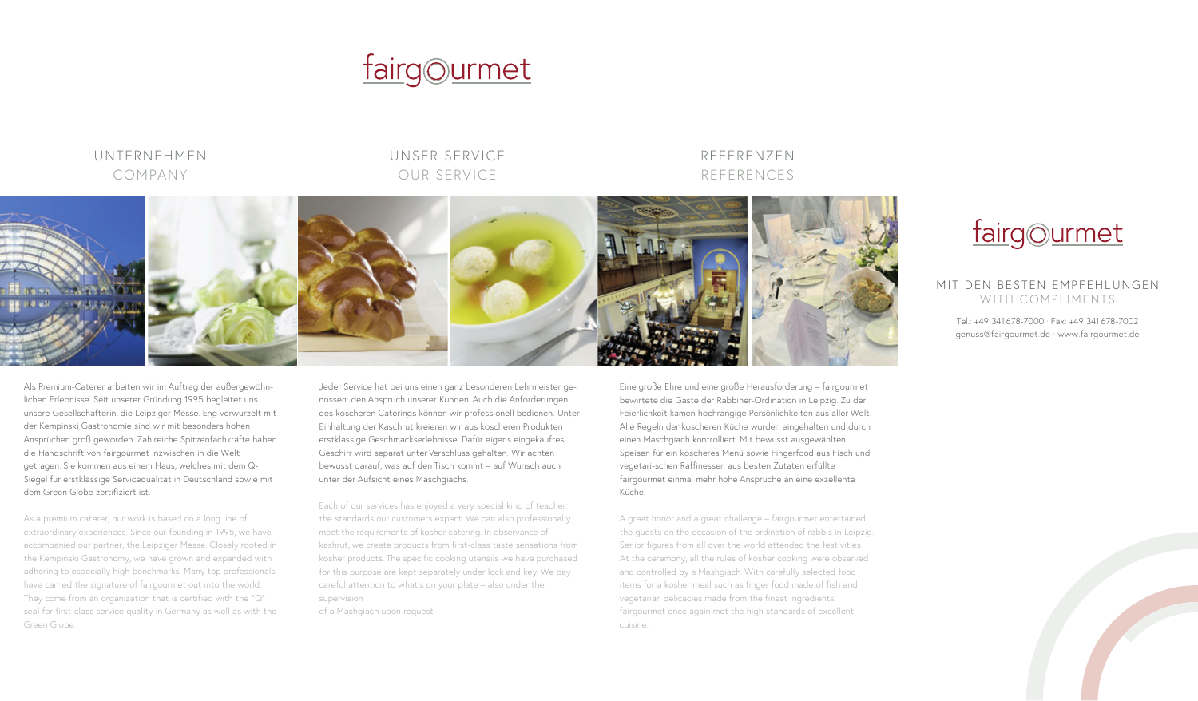# fairgourmet

## UNTERNEHMEN
## COMPANY

Als Premium-Caterer arbeiten wir im Auftrag der außergewöhnlichen Erlebnisse. Seit unserer Gründung 1995 begleitet uns unsere Gesellschafterin, die Leipziger Messe. Eng verwurzelt mit der Kempinski Gastronomie sind wir mit besonders hohen Ansprüchen groß geworden. Zahlreiche Spitzenfachkräfte haben die Handschrift von fairgourmet inzwischen in die Welt getragen. Sie kommen aus einem Haus, welches mit dem Q-Siegel für erstklassige Servicequalität in Deutschland sowie mit dem Green Globe zertifiziert ist.

As a premium caterer, our work is based on a long line of extraordinary experiences. Since our founding in 1995, we have accompanied our partner, the Leipziger Messe. Closely rooted in the Kempinski Gastronomy, we have grown and expanded with adhering to especially high benchmarks. Many top professionals have carried the signature of fairgourmet out into the world. They come from an organization that is certified with the "Q" seal for first-class service quality in Germany as well as with the Green Globe.

## UNSER SERVICE
## OUR SERVICE

Jeder Service hat bei uns einen ganz besonderen Lehrmeister genossen: den Anspruch unserer Kunden. Auch die Anforderungen des koscheren Caterings können wir professionell bedienen. Unter Einhaltung der Kaschrut kreieren wir aus koscheren Produkten erstklassige Geschmackserlebnisse. Dafür eigens eingekauftes Geschirr wird separat unter Verschluss gehalten. Wir achten bewusst darauf, was auf den Tisch kommt – auf Wunsch auch unter der Aufsicht eines Maschgiachs.

Each of our services has enjoyed a very special kind of teacher: the standards our customers expect. We can also professionally meet the requirements of kosher catering. In observance of kashrut, we create products from first-class taste sensations from kosher products. The specific cooking utensils we have purchased for this purpose are kept separately under lock and key. We pay careful attention to what's on your plate – also under the supervision of a Mashgiach upon request.

## REFERENZEN
## REFERENCES

Eine große Ehre und eine große Herausforderung – fairgourmet bewirtete die Gäste der Rabbiner-Ordination in Leipzig. Zu der Feierlichkeit kamen hochrangige Persönlichkeiten aus aller Welt. Alle Regeln der koscheren Küche wurden eingehalten und durch einen Maschgiach kontrolliert. Mit bewusst ausgewählten Speisen für ein koscheres Menü sowie Fingerfood aus Fisch und vegetari-schen Raffinessen aus besten Zutaten erfüllte fairgourmet einmal mehr hohe Ansprüche an eine exzellente Küche.

A great honor and a great challenge – fairgourmet entertained the guests on the occasion of the ordination of rabbis in Leipzig. Senior figures from all over the world attended the festivities. At the ceremony, all the rules of kosher cooking were observed and controlled by a Mashgiach. With carefully selected food items for a kosher meal such as finger food made of fish and vegetarian delicacies made from the finest ingredients, fairgourmet once again met the high standards of excellent cuisine.

---

fairgourmet

MIT DEN BESTEN EMPFEHLUNGEN
WITH COMPLIMENTS

Tel.: +49 341 678-7000 · Fax: +49 341 678-7002
genuss@fairgourmet.de · www.fairgourmet.de